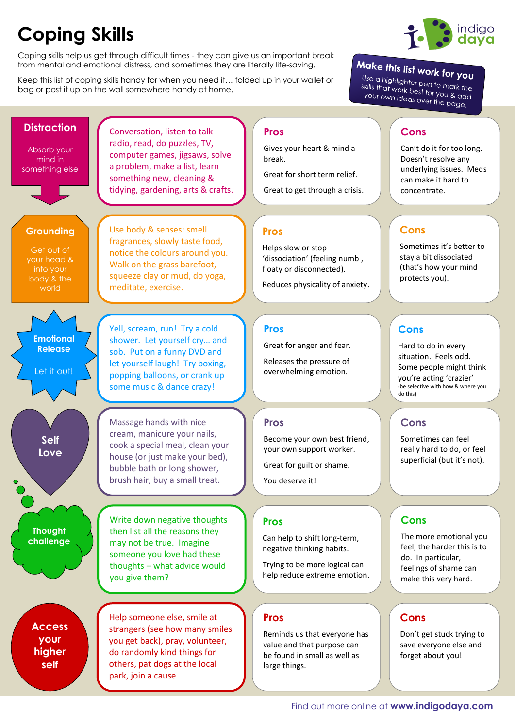# Coping Skills

Coping skills help us get through difficult times - they can give us an important break from mental and emotional distress, and sometimes they are literally life-saving.

Keep this list of coping skills handy for when you need it… folded up in your wallet or bag or post it up on the wall somewhere handy at home.

**Make this list work for you**

Use a highlighter pen to mark the skills that work best for you & add your own ideas over the page.

| Skill | Ideas | Pros | Cons |
|---|---|---|---|
| **Distraction** Absorb your mind in something else | Conversation, listen to talk radio, read, do puzzles, TV, computer games, jigsaws, solve a problem, make a list, learn something new, cleaning & tidying, gardening, arts & crafts. | Gives your heart & mind a break. Great for short term relief. Great to get through a crisis. | Can't do it for too long. Doesn't resolve any underlying issues. Meds can make it hard to concentrate. |
| **Grounding** Get out of your head & into your body & the world | Use body & senses: smell fragrances, slowly taste food, notice the colours around you. Walk on the grass barefoot, squeeze clay or mud, do yoga, meditate, exercise. | Helps slow or stop 'dissociation' (feeling numb, floaty or disconnected). Reduces physicality of anxiety. | Sometimes it's better to stay a bit dissociated (that's how your mind protects you). |
| **Emotional Release** Let it out! | Yell, scream, run! Try a cold shower. Let yourself cry… and sob. Put on a funny DVD and let yourself laugh! Try boxing, popping balloons, or crank up some music & dance crazy! | Great for anger and fear. Releases the pressure of overwhelming emotion. | Hard to do in every situation. Feels odd. Some people might think you're acting 'crazier' (be selective with how & where you do this) |
| **Self Love** | Massage hands with nice cream, manicure your nails, cook a special meal, clean your house (or just make your bed), bubble bath or long shower, brush hair, buy a small treat. | Become your own best friend, your own support worker. Great for guilt or shame. You deserve it! | Sometimes can feel really hard to do, or feel superficial (but it's not). |
| **Thought challenge** | Write down negative thoughts then list all the reasons they may not be true. Imagine someone you love had these thoughts – what advice would you give them? | Can help to shift long-term, negative thinking habits. Trying to be more logical can help reduce extreme emotion. | The more emotional you feel, the harder this is to do. In particular, feelings of shame can make this very hard. |
| **Access your higher self** | Help someone else, smile at strangers (see how many smiles you get back), pray, volunteer, do randomly kind things for others, pat dogs at the local park, join a cause | Reminds us that everyone has value and that purpose can be found in small as well as large things. | Don't get stuck trying to save everyone else and forget about you! |

Find out more online at **www.indigodaya.com**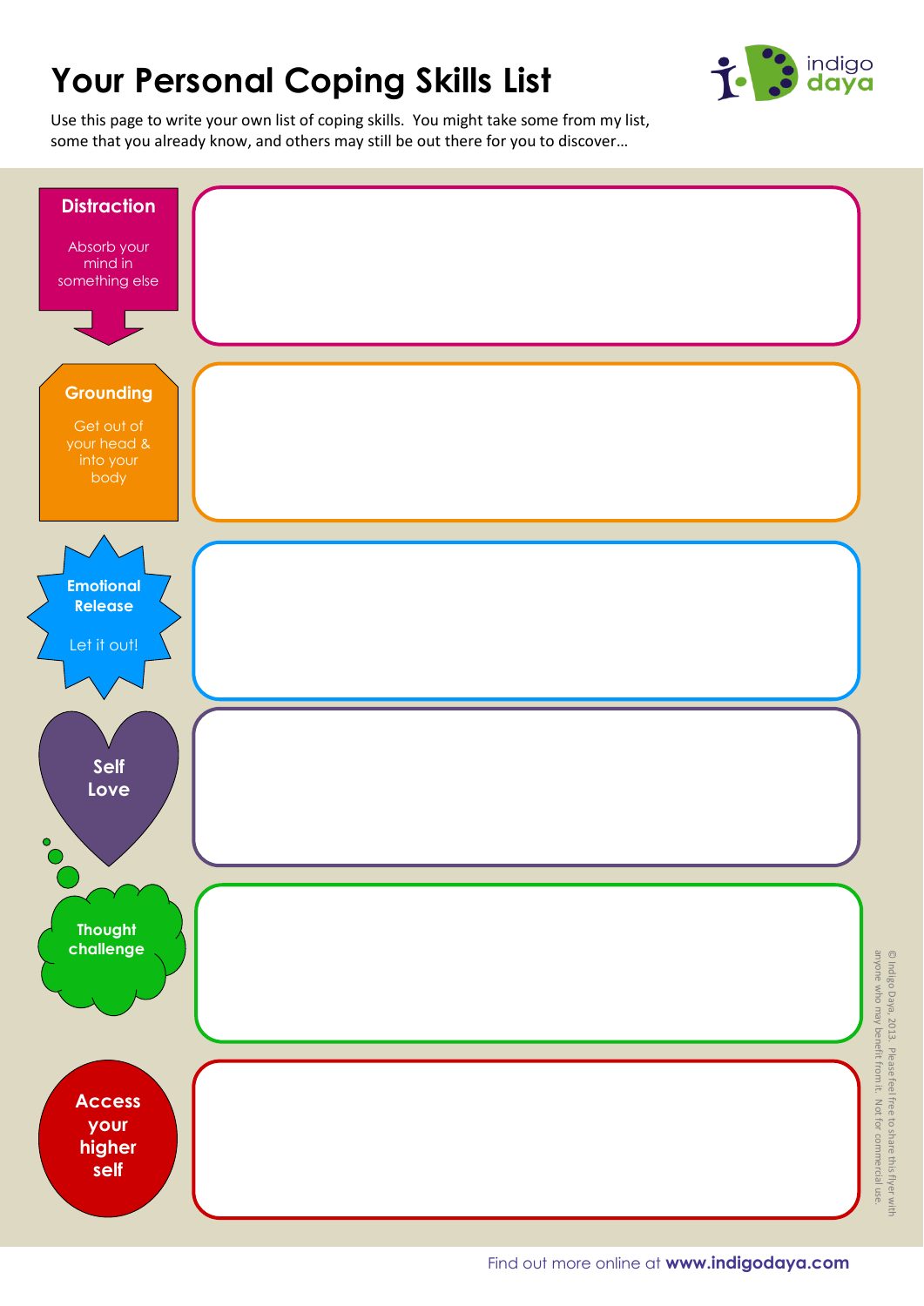# Your Personal Coping Skills List

Use this page to write your own list of coping skills. You might take some from my list, some that you already know, and others may still be out there for you to discover…

**Distraction**

Absorb your mind in something else

**Grounding**

Get out of your head & into your body

**Emotional Release**

Let it out!

**Self Love**

**Thought challenge**

**Access your higher self**

© Indigo Daya, 2013. Please feel free to share this flyer with anyone who may benefit from it. Not for commercial use.

Find out more online at **www.indigodaya.com**